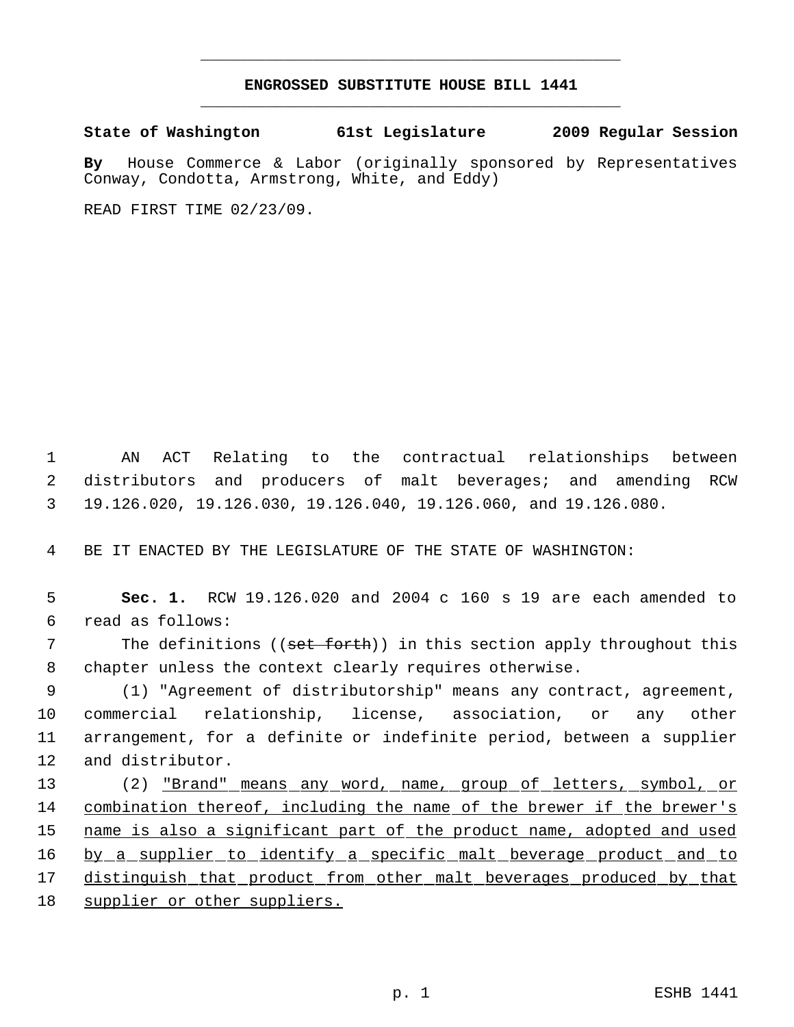# ENGROSSED SUBSTITUTE HOUSE BILL 1441

**State of Washington 61st Legislature 2009 Regular Session**

**By** House Commerce & Labor (originally sponsored by Representatives Conway, Condotta, Armstrong, White, and Eddy)

READ FIRST TIME 02/23/09.

AN ACT Relating to the contractual relationships between distributors and producers of malt beverages; and amending RCW 19.126.020, 19.126.030, 19.126.040, 19.126.060, and 19.126.080.

BE IT ENACTED BY THE LEGISLATURE OF THE STATE OF WASHINGTON:

**Sec. 1.** RCW 19.126.020 and 2004 c 160 s 19 are each amended to read as follows:

The definitions ((~~set forth~~)) in this section apply throughout this chapter unless the context clearly requires otherwise.

(1) "Agreement of distributorship" means any contract, agreement, commercial relationship, license, association, or any other arrangement, for a definite or indefinite period, between a supplier and distributor.

(2) <u>"Brand" means any word, name, group of letters, symbol, or combination thereof, including the name of the brewer if the brewer's name is also a significant part of the product name, adopted and used by a supplier to identify a specific malt beverage product and to distinguish that product from other malt beverages produced by that supplier or other suppliers.</u>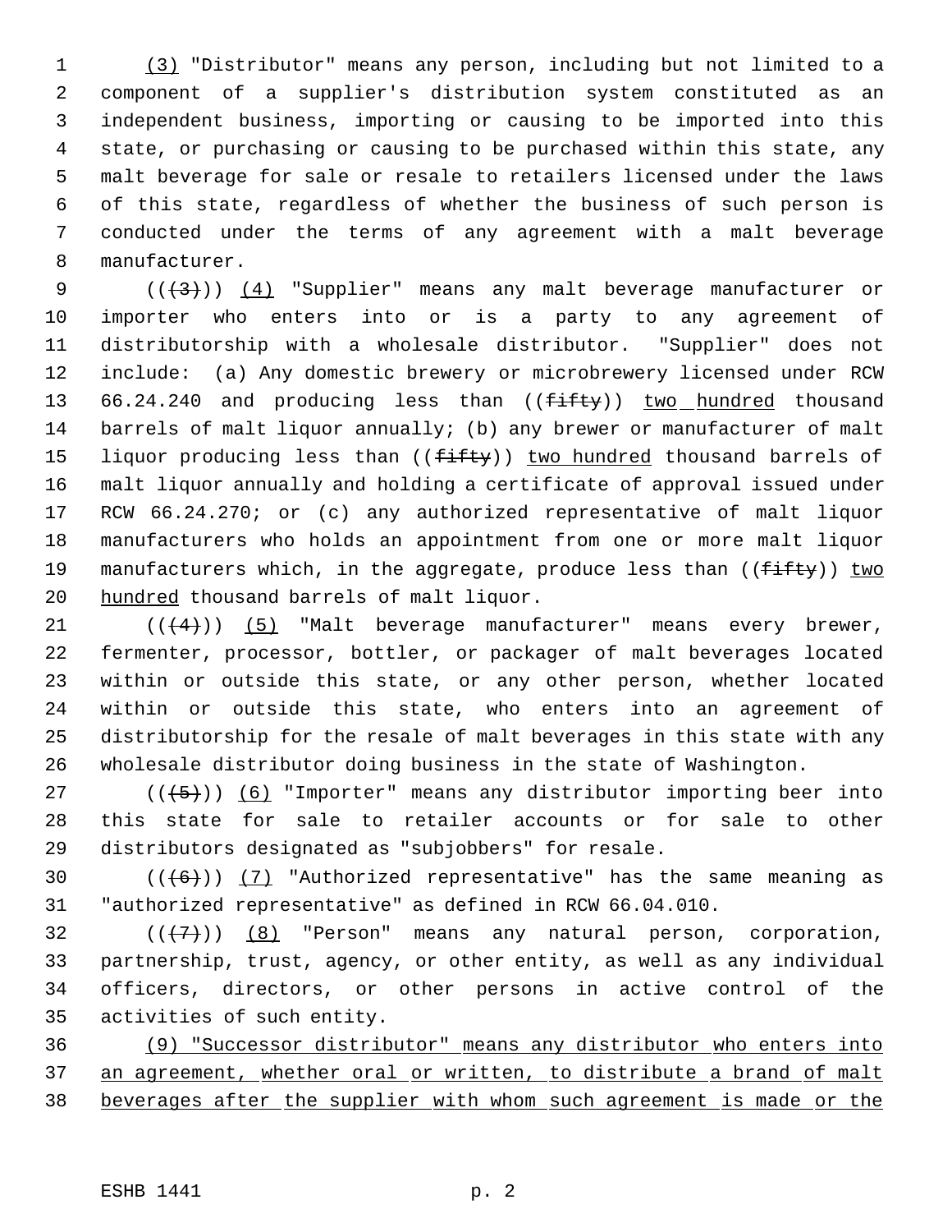(3) "Distributor" means any person, including but not limited to a component of a supplier's distribution system constituted as an independent business, importing or causing to be imported into this state, or purchasing or causing to be purchased within this state, any malt beverage for sale or resale to retailers licensed under the laws of this state, regardless of whether the business of such person is conducted under the terms of any agreement with a malt beverage manufacturer.

(((3))) (4) "Supplier" means any malt beverage manufacturer or importer who enters into or is a party to any agreement of distributorship with a wholesale distributor. "Supplier" does not include: (a) Any domestic brewery or microbrewery licensed under RCW 66.24.240 and producing less than ((fifty)) two hundred thousand barrels of malt liquor annually; (b) any brewer or manufacturer of malt liquor producing less than ((fifty)) two hundred thousand barrels of malt liquor annually and holding a certificate of approval issued under RCW 66.24.270; or (c) any authorized representative of malt liquor manufacturers who holds an appointment from one or more malt liquor manufacturers which, in the aggregate, produce less than ((fifty)) two hundred thousand barrels of malt liquor.

(((4))) (5) "Malt beverage manufacturer" means every brewer, fermenter, processor, bottler, or packager of malt beverages located within or outside this state, or any other person, whether located within or outside this state, who enters into an agreement of distributorship for the resale of malt beverages in this state with any wholesale distributor doing business in the state of Washington.

(((5))) (6) "Importer" means any distributor importing beer into this state for sale to retailer accounts or for sale to other distributors designated as "subjobbers" for resale.

(((6))) (7) "Authorized representative" has the same meaning as "authorized representative" as defined in RCW 66.04.010.

(((7))) (8) "Person" means any natural person, corporation, partnership, trust, agency, or other entity, as well as any individual officers, directors, or other persons in active control of the activities of such entity.

(9) "Successor distributor" means any distributor who enters into an agreement, whether oral or written, to distribute a brand of malt beverages after the supplier with whom such agreement is made or the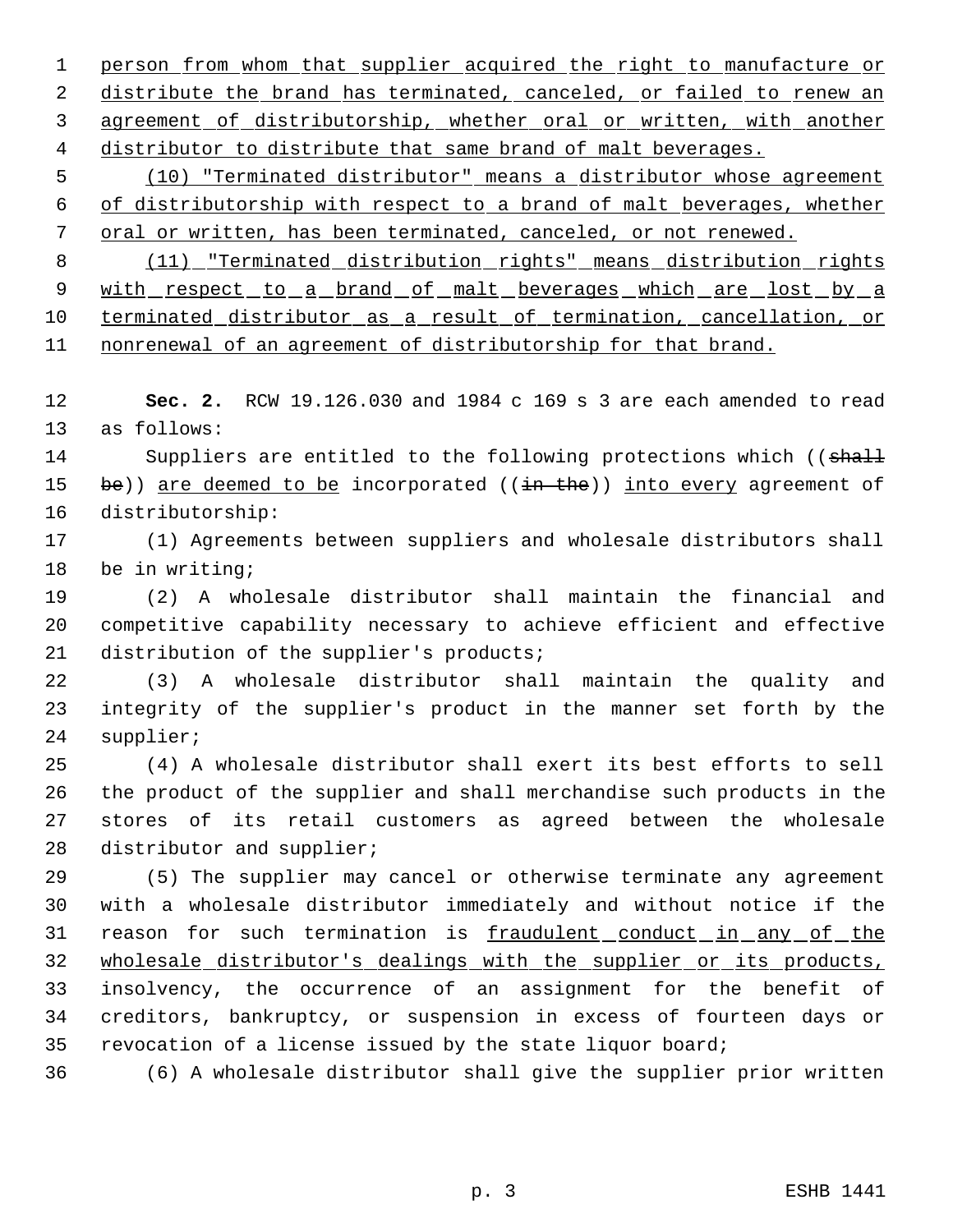person from whom that supplier acquired the right to manufacture or distribute the brand has terminated, canceled, or failed to renew an agreement of distributorship, whether oral or written, with another distributor to distribute that same brand of malt beverages.

(10) "Terminated distributor" means a distributor whose agreement of distributorship with respect to a brand of malt beverages, whether oral or written, has been terminated, canceled, or not renewed.

(11) "Terminated distribution rights" means distribution rights with respect to a brand of malt beverages which are lost by a terminated distributor as a result of termination, cancellation, or nonrenewal of an agreement of distributorship for that brand.

**Sec. 2.** RCW 19.126.030 and 1984 c 169 s 3 are each amended to read as follows:

Suppliers are entitled to the following protections which ((~~shall be~~)) are deemed to be incorporated ((~~in the~~)) into every agreement of distributorship:

(1) Agreements between suppliers and wholesale distributors shall be in writing;

(2) A wholesale distributor shall maintain the financial and competitive capability necessary to achieve efficient and effective distribution of the supplier's products;

(3) A wholesale distributor shall maintain the quality and integrity of the supplier's product in the manner set forth by the supplier;

(4) A wholesale distributor shall exert its best efforts to sell the product of the supplier and shall merchandise such products in the stores of its retail customers as agreed between the wholesale distributor and supplier;

(5) The supplier may cancel or otherwise terminate any agreement with a wholesale distributor immediately and without notice if the reason for such termination is fraudulent conduct in any of the wholesale distributor's dealings with the supplier or its products, insolvency, the occurrence of an assignment for the benefit of creditors, bankruptcy, or suspension in excess of fourteen days or revocation of a license issued by the state liquor board;

(6) A wholesale distributor shall give the supplier prior written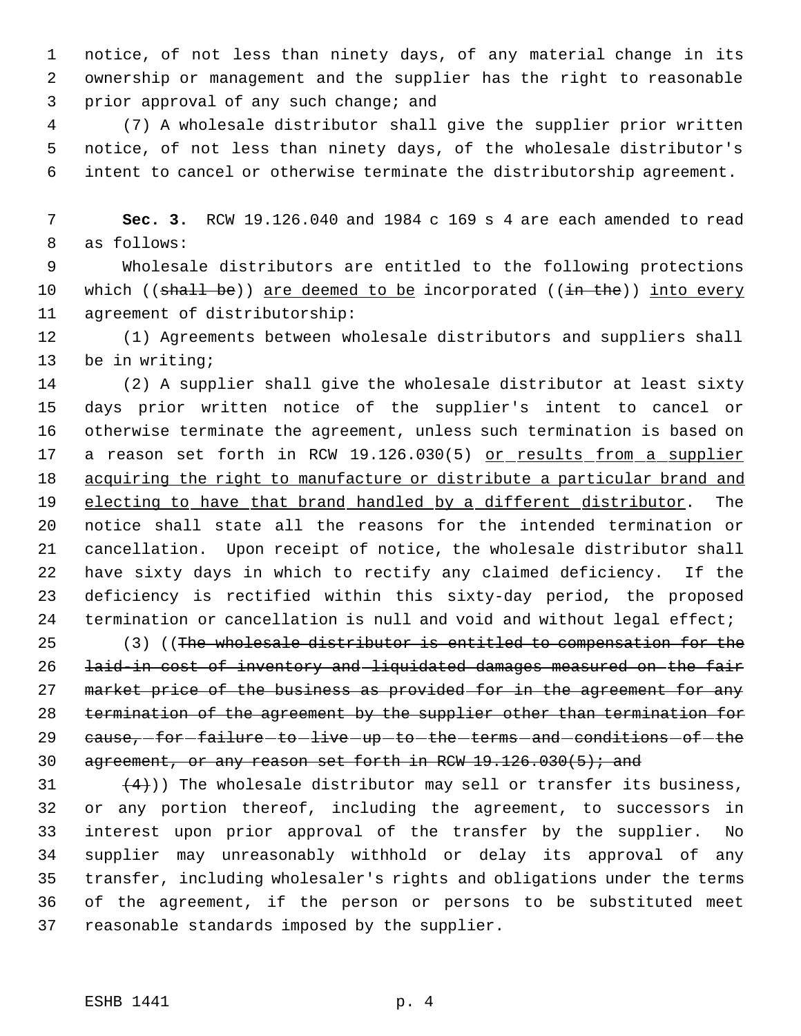notice, of not less than ninety days, of any material change in its ownership or management and the supplier has the right to reasonable prior approval of any such change; and

(7) A wholesale distributor shall give the supplier prior written notice, of not less than ninety days, of the wholesale distributor's intent to cancel or otherwise terminate the distributorship agreement.

**Sec. 3.** RCW 19.126.040 and 1984 c 169 s 4 are each amended to read as follows:

Wholesale distributors are entitled to the following protections which ((~~shall be~~)) <u>are deemed to be</u> incorporated ((~~in the~~)) <u>into every</u> agreement of distributorship:

(1) Agreements between wholesale distributors and suppliers shall be in writing;

(2) A supplier shall give the wholesale distributor at least sixty days prior written notice of the supplier's intent to cancel or otherwise terminate the agreement, unless such termination is based on a reason set forth in RCW 19.126.030(5) <u>or results from a supplier acquiring the right to manufacture or distribute a particular brand and electing to have that brand handled by a different distributor</u>. The notice shall state all the reasons for the intended termination or cancellation. Upon receipt of notice, the wholesale distributor shall have sixty days in which to rectify any claimed deficiency. If the deficiency is rectified within this sixty-day period, the proposed termination or cancellation is null and void and without legal effect;

(3) ((~~The wholesale distributor is entitled to compensation for the laid-in cost of inventory and liquidated damages measured on the fair market price of the business as provided for in the agreement for any termination of the agreement by the supplier other than termination for cause, for failure to live up to the terms and conditions of the agreement, or any reason set forth in RCW 19.126.030(5); and~~

~~(4)~~)) The wholesale distributor may sell or transfer its business, or any portion thereof, including the agreement, to successors in interest upon prior approval of the transfer by the supplier. No supplier may unreasonably withhold or delay its approval of any transfer, including wholesaler's rights and obligations under the terms of the agreement, if the person or persons to be substituted meet reasonable standards imposed by the supplier.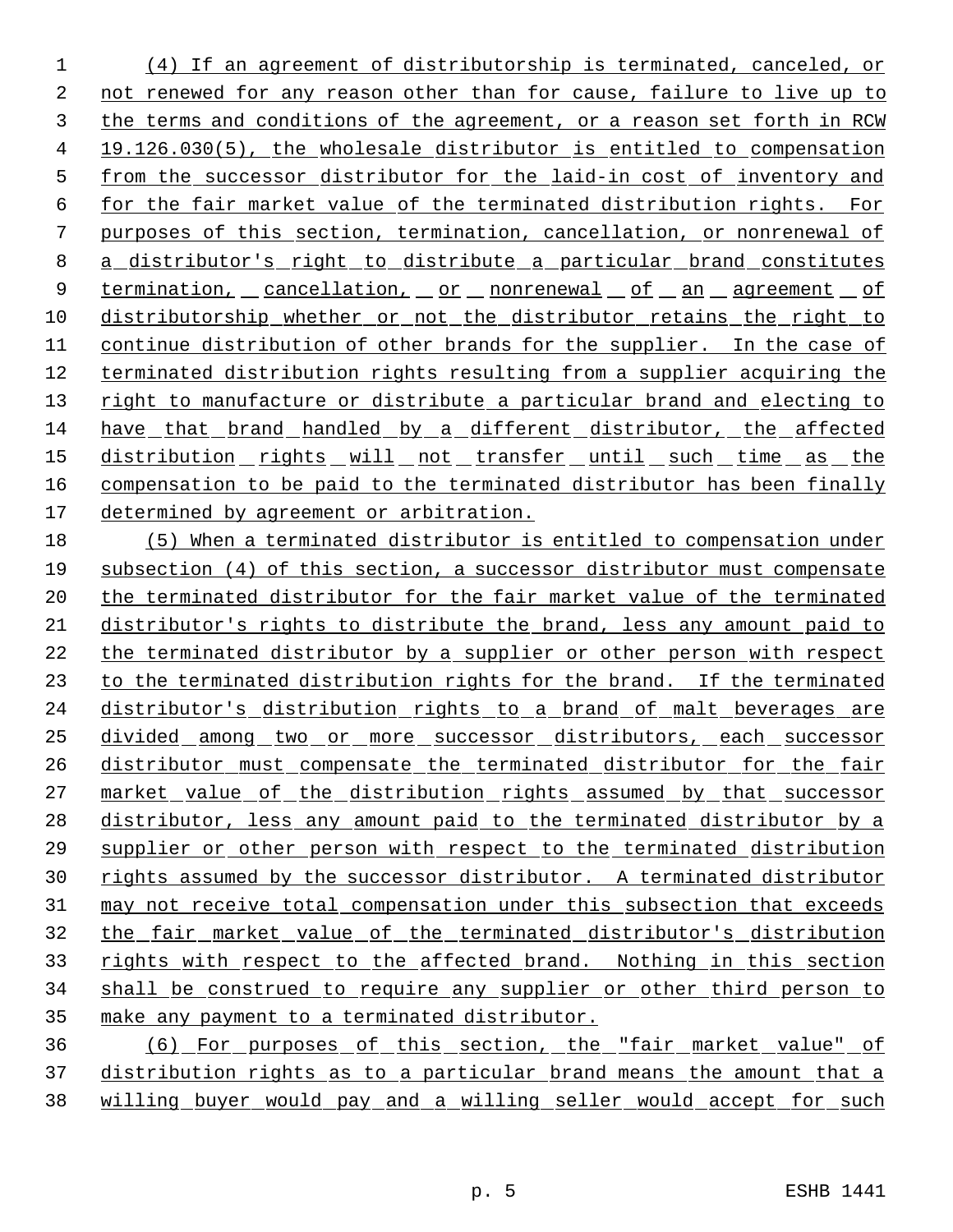(4) If an agreement of distributorship is terminated, canceled, or not renewed for any reason other than for cause, failure to live up to the terms and conditions of the agreement, or a reason set forth in RCW 19.126.030(5), the wholesale distributor is entitled to compensation from the successor distributor for the laid-in cost of inventory and for the fair market value of the terminated distribution rights. For purposes of this section, termination, cancellation, or nonrenewal of a distributor's right to distribute a particular brand constitutes termination, cancellation, or nonrenewal of an agreement of distributorship whether or not the distributor retains the right to continue distribution of other brands for the supplier. In the case of terminated distribution rights resulting from a supplier acquiring the right to manufacture or distribute a particular brand and electing to have that brand handled by a different distributor, the affected distribution rights will not transfer until such time as the compensation to be paid to the terminated distributor has been finally determined by agreement or arbitration.

(5) When a terminated distributor is entitled to compensation under subsection (4) of this section, a successor distributor must compensate the terminated distributor for the fair market value of the terminated distributor's rights to distribute the brand, less any amount paid to the terminated distributor by a supplier or other person with respect to the terminated distribution rights for the brand. If the terminated distributor's distribution rights to a brand of malt beverages are divided among two or more successor distributors, each successor distributor must compensate the terminated distributor for the fair market value of the distribution rights assumed by that successor distributor, less any amount paid to the terminated distributor by a supplier or other person with respect to the terminated distribution rights assumed by the successor distributor. A terminated distributor may not receive total compensation under this subsection that exceeds the fair market value of the terminated distributor's distribution rights with respect to the affected brand. Nothing in this section shall be construed to require any supplier or other third person to make any payment to a terminated distributor.

(6) For purposes of this section, the "fair market value" of distribution rights as to a particular brand means the amount that a willing buyer would pay and a willing seller would accept for such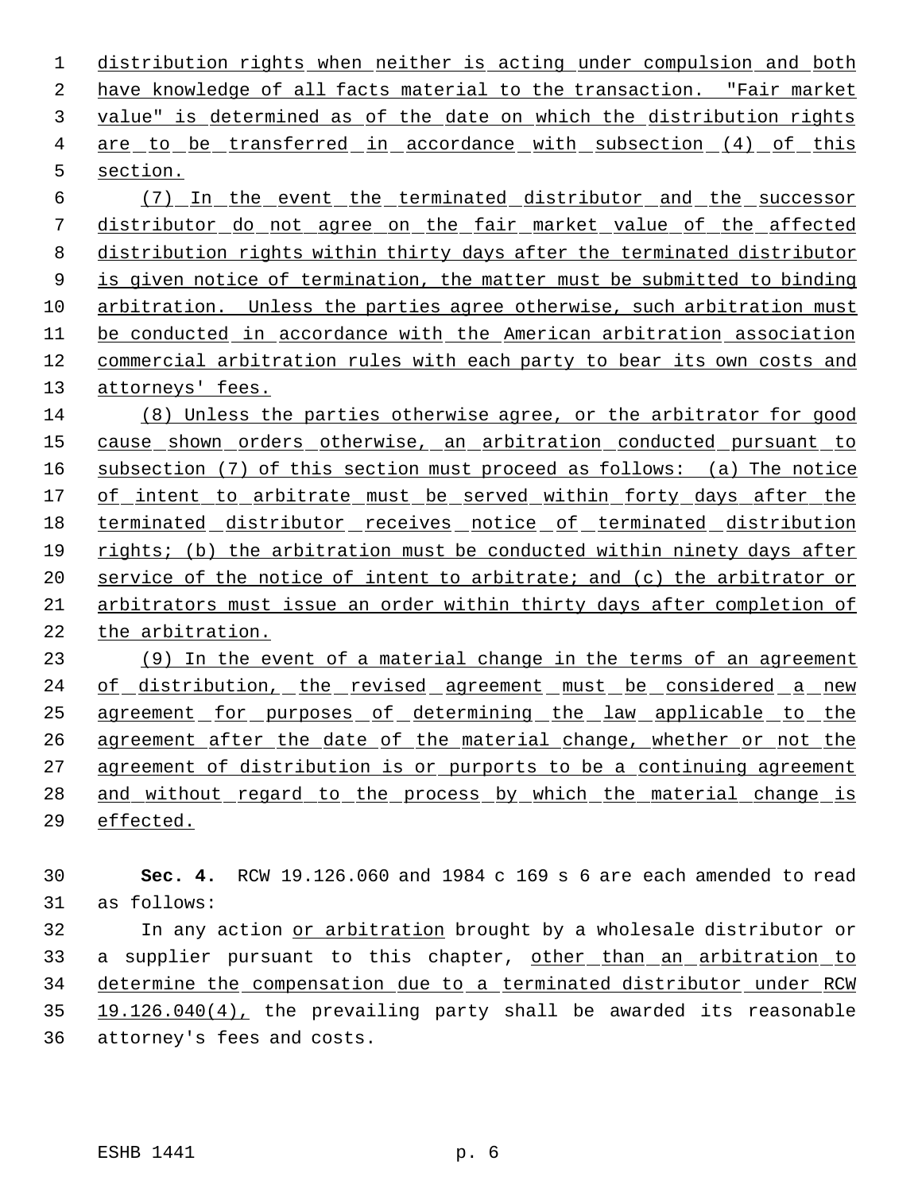distribution rights when neither is acting under compulsion and both have knowledge of all facts material to the transaction. "Fair market value" is determined as of the date on which the distribution rights are to be transferred in accordance with subsection (4) of this section.

(7) In the event the terminated distributor and the successor distributor do not agree on the fair market value of the affected distribution rights within thirty days after the terminated distributor is given notice of termination, the matter must be submitted to binding arbitration. Unless the parties agree otherwise, such arbitration must be conducted in accordance with the American arbitration association commercial arbitration rules with each party to bear its own costs and attorneys' fees.

(8) Unless the parties otherwise agree, or the arbitrator for good cause shown orders otherwise, an arbitration conducted pursuant to subsection (7) of this section must proceed as follows: (a) The notice of intent to arbitrate must be served within forty days after the terminated distributor receives notice of terminated distribution rights; (b) the arbitration must be conducted within ninety days after service of the notice of intent to arbitrate; and (c) the arbitrator or arbitrators must issue an order within thirty days after completion of the arbitration.

(9) In the event of a material change in the terms of an agreement of distribution, the revised agreement must be considered a new agreement for purposes of determining the law applicable to the agreement after the date of the material change, whether or not the agreement of distribution is or purports to be a continuing agreement and without regard to the process by which the material change is effected.

**Sec. 4.** RCW 19.126.060 and 1984 c 169 s 6 are each amended to read as follows:

In any action or arbitration brought by a wholesale distributor or a supplier pursuant to this chapter, other than an arbitration to determine the compensation due to a terminated distributor under RCW 19.126.040(4), the prevailing party shall be awarded its reasonable attorney's fees and costs.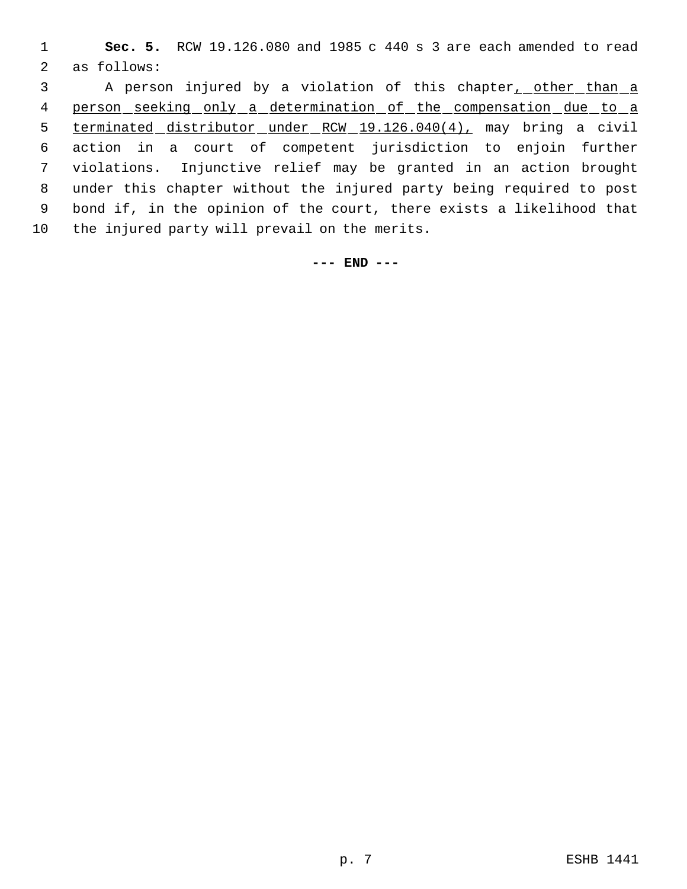**Sec. 5.** RCW 19.126.080 and 1985 c 440 s 3 are each amended to read as follows:

A person injured by a violation of this chapter, other than a person seeking only a determination of the compensation due to a terminated distributor under RCW 19.126.040(4), may bring a civil action in a court of competent jurisdiction to enjoin further violations. Injunctive relief may be granted in an action brought under this chapter without the injured party being required to post bond if, in the opinion of the court, there exists a likelihood that the injured party will prevail on the merits.

**--- END ---**